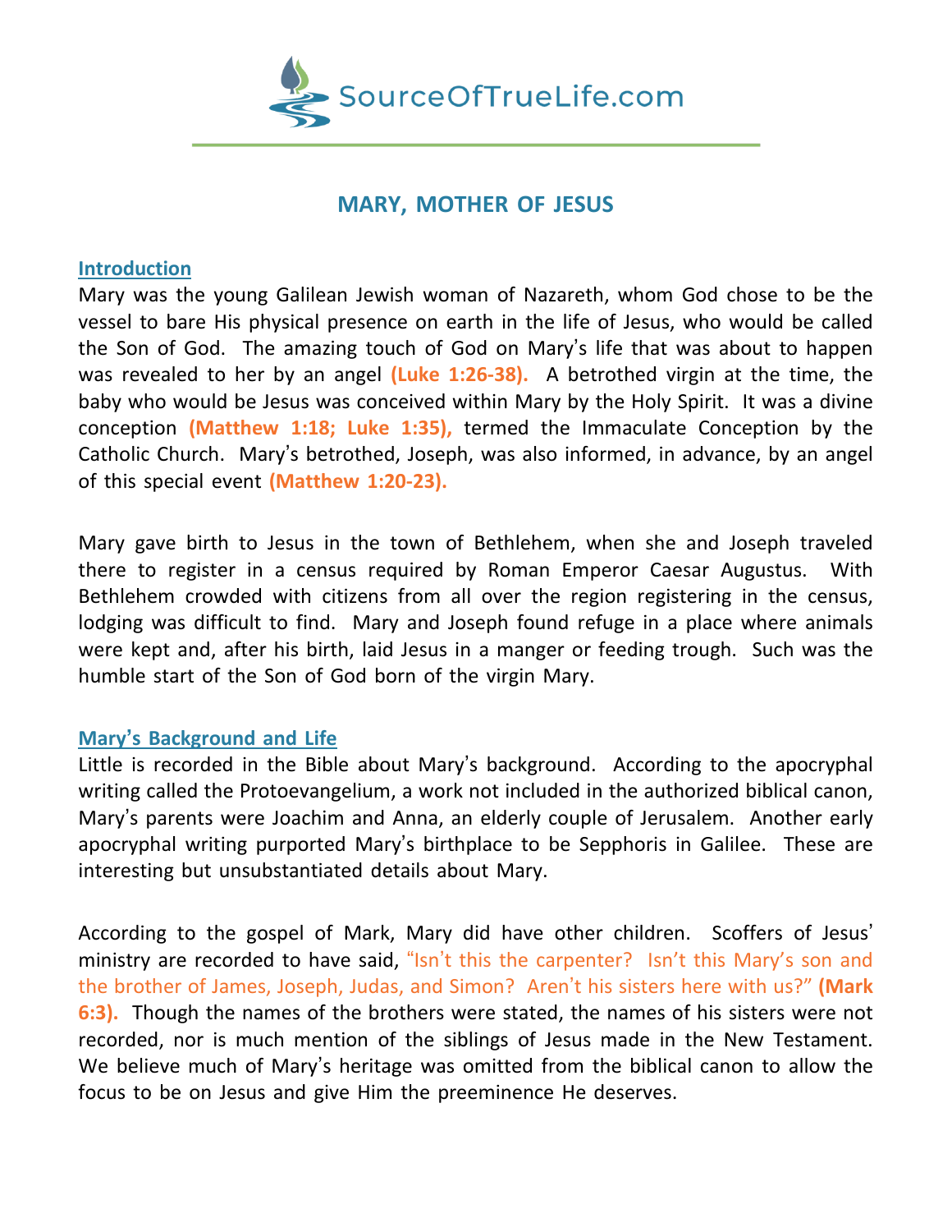# MARY, MOTHER OF JESUS

## Introduction

Mary was the young Galilean Jewish woman of Nazareth, whom God chose to be the vessel to bare His physical presence on earth in the life of Jesus, who would be called the Son of God. The amazing touch of God on Mary's life that was about to happen was revealed to her by an angel **(Luke 1:26-38).** A betrothed virgin at the time, the baby who would be Jesus was conceived within Mary by the Holy Spirit. It was a divine conception **(Matthew 1:18; Luke 1:35),** termed the Immaculate Conception by the Catholic Church. Mary's betrothed, Joseph, was also informed, in advance, by an angel of this special event **(Matthew 1:20-23).**

Mary gave birth to Jesus in the town of Bethlehem, when she and Joseph traveled there to register in a census required by Roman Emperor Caesar Augustus. With Bethlehem crowded with citizens from all over the region registering in the census, lodging was difficult to find. Mary and Joseph found refuge in a place where animals were kept and, after his birth, laid Jesus in a manger or feeding trough. Such was the humble start of the Son of God born of the virgin Mary.

## Mary's Background and Life

Little is recorded in the Bible about Mary's background. According to the apocryphal writing called the Protoevangelium, a work not included in the authorized biblical canon, Mary's parents were Joachim and Anna, an elderly couple of Jerusalem. Another early apocryphal writing purported Mary's birthplace to be Sepphoris in Galilee. These are interesting but unsubstantiated details about Mary.

According to the gospel of Mark, Mary did have other children. Scoffers of Jesus' ministry are recorded to have said, "Isn't this the carpenter? Isn't this Mary's son and the brother of James, Joseph, Judas, and Simon? Aren't his sisters here with us?" **(Mark 6:3).** Though the names of the brothers were stated, the names of his sisters were not recorded, nor is much mention of the siblings of Jesus made in the New Testament. We believe much of Mary's heritage was omitted from the biblical canon to allow the focus to be on Jesus and give Him the preeminence He deserves.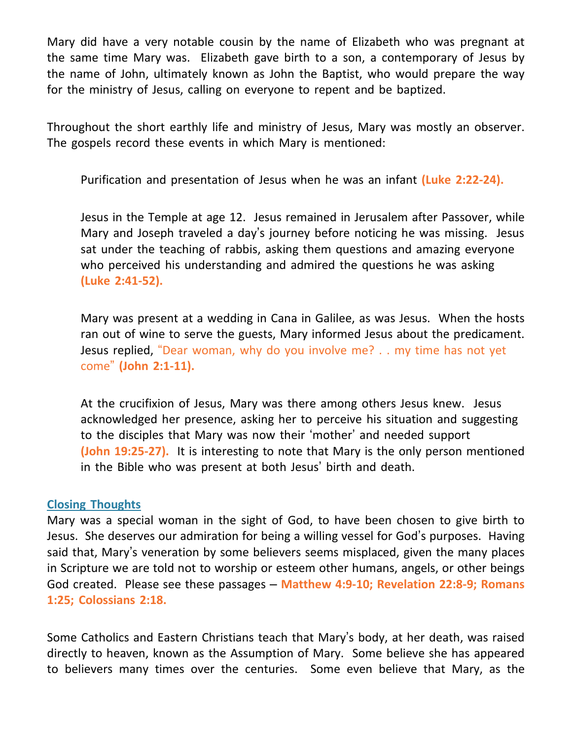Mary did have a very notable cousin by the name of Elizabeth who was pregnant at the same time Mary was. Elizabeth gave birth to a son, a contemporary of Jesus by the name of John, ultimately known as John the Baptist, who would prepare the way for the ministry of Jesus, calling on everyone to repent and be baptized.

Throughout the short earthly life and ministry of Jesus, Mary was mostly an observer. The gospels record these events in which Mary is mentioned:

> Purification and presentation of Jesus when he was an infant **(Luke 2:22-24).**
>
> Jesus in the Temple at age 12. Jesus remained in Jerusalem after Passover, while Mary and Joseph traveled a day's journey before noticing he was missing. Jesus sat under the teaching of rabbis, asking them questions and amazing everyone who perceived his understanding and admired the questions he was asking **(Luke 2:41-52).**
>
> Mary was present at a wedding in Cana in Galilee, as was Jesus. When the hosts ran out of wine to serve the guests, Mary informed Jesus about the predicament. Jesus replied, "Dear woman, why do you involve me? . . my time has not yet come" **(John 2:1-11).**
>
> At the crucifixion of Jesus, Mary was there among others Jesus knew. Jesus acknowledged her presence, asking her to perceive his situation and suggesting to the disciples that Mary was now their 'mother' and needed support **(John 19:25-27).** It is interesting to note that Mary is the only person mentioned in the Bible who was present at both Jesus' birth and death.

## Closing Thoughts

Mary was a special woman in the sight of God, to have been chosen to give birth to Jesus. She deserves our admiration for being a willing vessel for God's purposes. Having said that, Mary's veneration by some believers seems misplaced, given the many places in Scripture we are told not to worship or esteem other humans, angels, or other beings God created. Please see these passages – **Matthew 4:9-10; Revelation 22:8-9; Romans 1:25; Colossians 2:18.**

Some Catholics and Eastern Christians teach that Mary's body, at her death, was raised directly to heaven, known as the Assumption of Mary. Some believe she has appeared to believers many times over the centuries. Some even believe that Mary, as the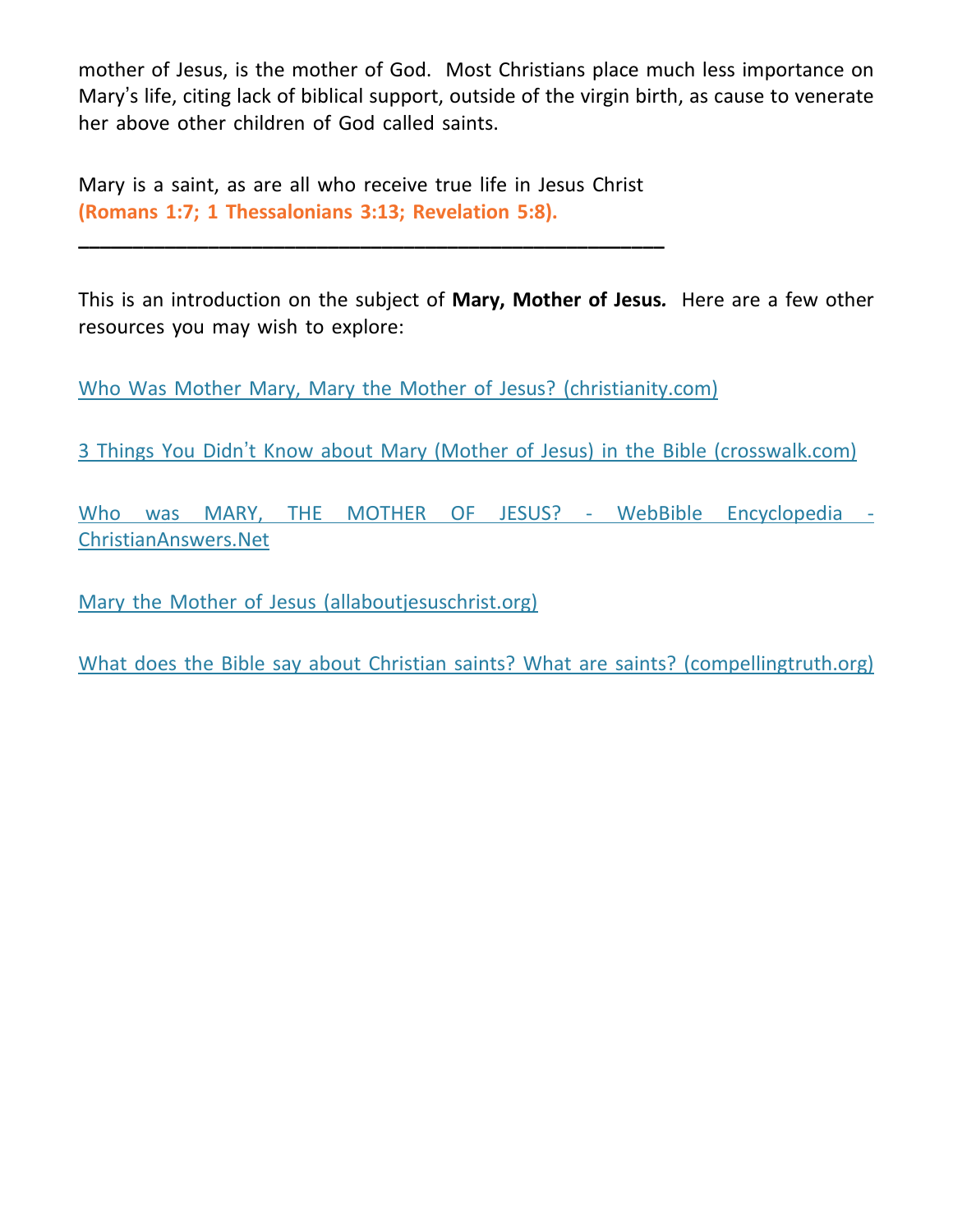mother of Jesus, is the mother of God. Most Christians place much less importance on Mary's life, citing lack of biblical support, outside of the virgin birth, as cause to venerate her above other children of God called saints.

Mary is a saint, as are all who receive true life in Jesus Christ **(Romans 1:7; 1 Thessalonians 3:13; Revelation 5:8).**

---

This is an introduction on the subject of **Mary, Mother of Jesus.** Here are a few other resources you may wish to explore:

Who Was Mother Mary, Mary the Mother of Jesus? (christianity.com)

3 Things You Didn't Know about Mary (Mother of Jesus) in the Bible (crosswalk.com)

Who was MARY, THE MOTHER OF JESUS? - WebBible Encyclopedia - ChristianAnswers.Net

Mary the Mother of Jesus (allaboutjesuschrist.org)

What does the Bible say about Christian saints? What are saints? (compellingtruth.org)